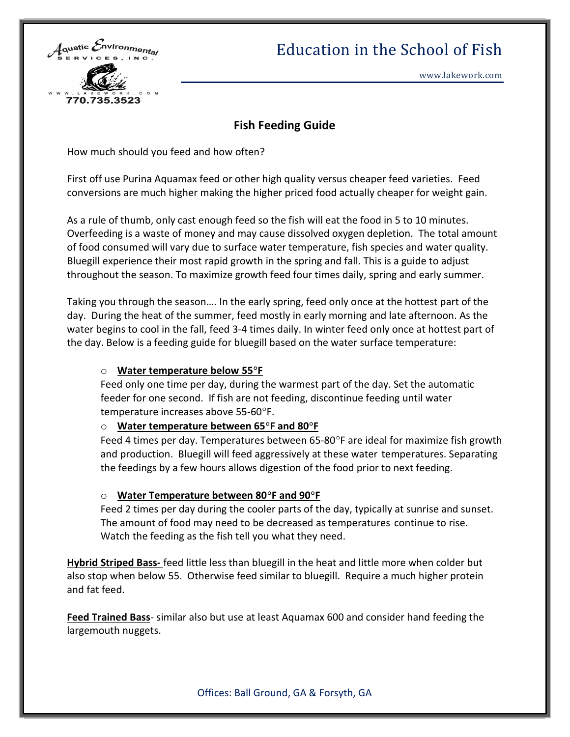# Education in the School of Fish

Aquatic Environmental Services, Inc.
www.lakework.com
770.735.3523

## Fish Feeding Guide

How much should you feed and how often?

First off use Purina Aquamax feed or other high quality versus cheaper feed varieties. Feed conversions are much higher making the higher priced food actually cheaper for weight gain.

As a rule of thumb, only cast enough feed so the fish will eat the food in 5 to 10 minutes. Overfeeding is a waste of money and may cause dissolved oxygen depletion. The total amount of food consumed will vary due to surface water temperature, fish species and water quality. Bluegill experience their most rapid growth in the spring and fall. This is a guide to adjust throughout the season. To maximize growth feed four times daily, spring and early summer.

Taking you through the season…. In the early spring, feed only once at the hottest part of the day. During the heat of the summer, feed mostly in early morning and late afternoon. As the water begins to cool in the fall, feed 3-4 times daily. In winter feed only once at hottest part of the day. Below is a feeding guide for bluegill based on the water surface temperature:

- **Water temperature below 55°F**
  Feed only one time per day, during the warmest part of the day. Set the automatic feeder for one second. If fish are not feeding, discontinue feeding until water temperature increases above 55-60°F.
- **Water temperature between 65°F and 80°F**
  Feed 4 times per day. Temperatures between 65-80°F are ideal for maximize fish growth and production. Bluegill will feed aggressively at these water temperatures. Separating the feedings by a few hours allows digestion of the food prior to next feeding.
- **Water Temperature between 80°F and 90°F**
  Feed 2 times per day during the cooler parts of the day, typically at sunrise and sunset. The amount of food may need to be decreased as temperatures continue to rise. Watch the feeding as the fish tell you what they need.

**Hybrid Striped Bass-** feed little less than bluegill in the heat and little more when colder but also stop when below 55. Otherwise feed similar to bluegill. Require a much higher protein and fat feed.

**Feed Trained Bass**- similar also but use at least Aquamax 600 and consider hand feeding the largemouth nuggets.

Offices: Ball Ground, GA & Forsyth, GA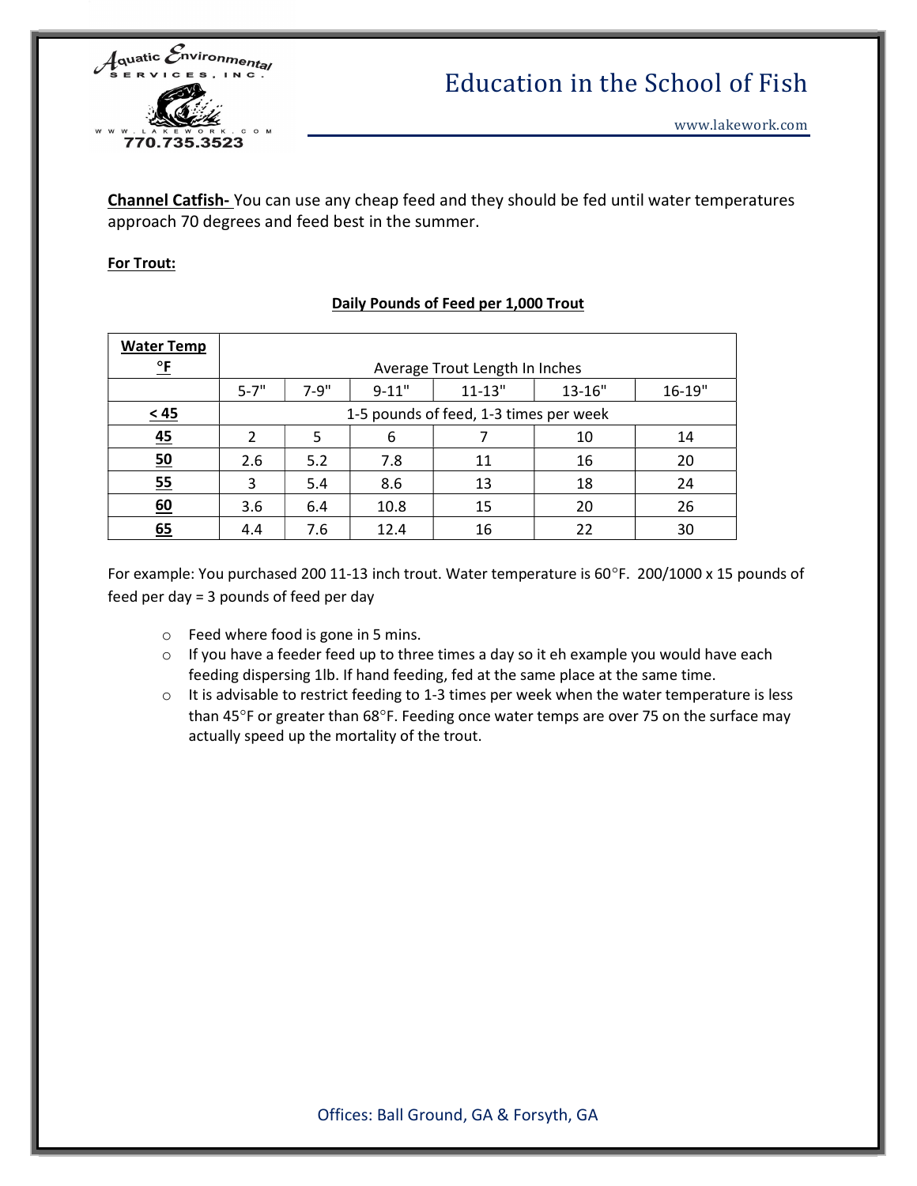**Channel Catfish-** You can use any cheap feed and they should be fed until water temperatures approach 70 degrees and feed best in the summer.

**For Trout:**

**Daily Pounds of Feed per 1,000 Trout**

| **Water Temp °F** | Average Trout Length In Inches | | | | | |
|---|---|---|---|---|---|---|
| | 5-7" | 7-9" | 9-11" | 11-13" | 13-16" | 16-19" |
| **< 45** | 1-5 pounds of feed, 1-3 times per week | | | | | |
| **45** | 2 | 5 | 6 | 7 | 10 | 14 |
| **50** | 2.6 | 5.2 | 7.8 | 11 | 16 | 20 |
| **55** | 3 | 5.4 | 8.6 | 13 | 18 | 24 |
| **60** | 3.6 | 6.4 | 10.8 | 15 | 20 | 26 |
| **65** | 4.4 | 7.6 | 12.4 | 16 | 22 | 30 |

For example: You purchased 200 11-13 inch trout. Water temperature is 60°F. 200/1000 x 15 pounds of feed per day = 3 pounds of feed per day

- Feed where food is gone in 5 mins.
- If you have a feeder feed up to three times a day so it eh example you would have each feeding dispersing 1lb. If hand feeding, fed at the same place at the same time.
- It is advisable to restrict feeding to 1-3 times per week when the water temperature is less than 45°F or greater than 68°F. Feeding once water temps are over 75 on the surface may actually speed up the mortality of the trout.